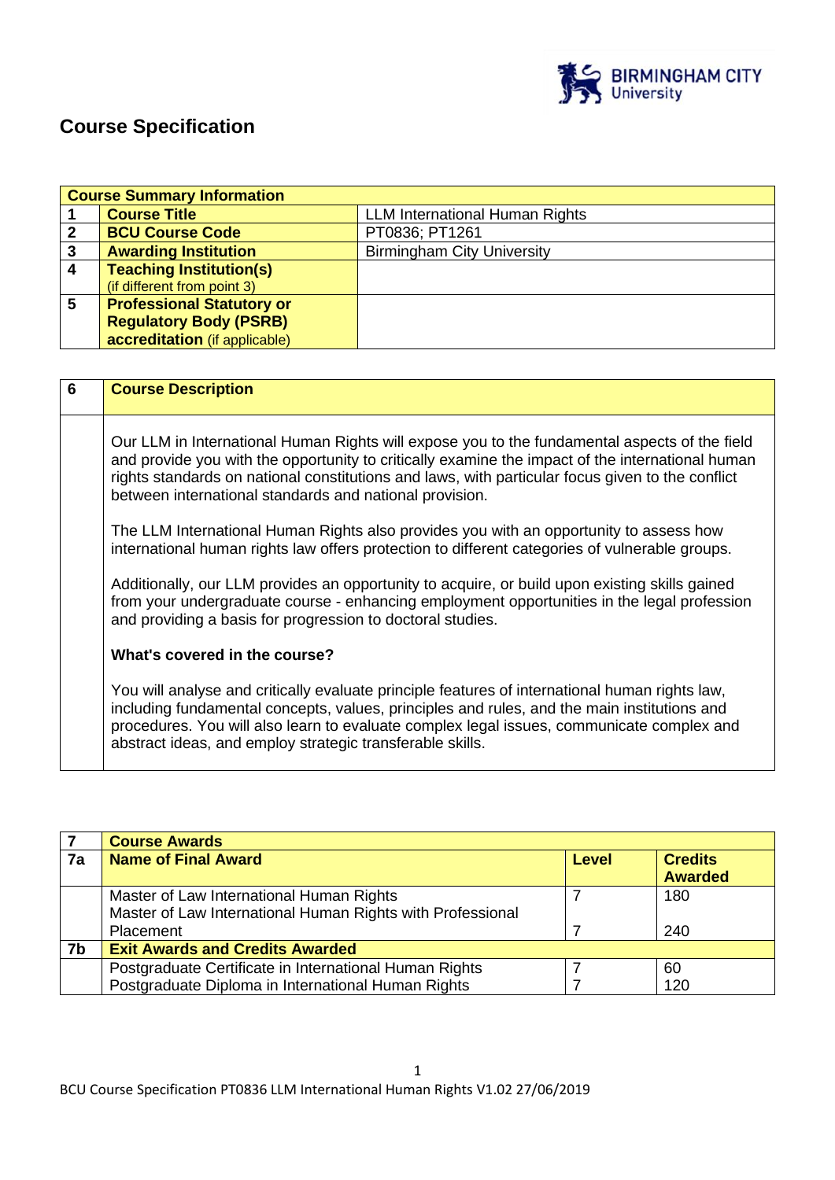# Course Specification

| Course Summary Information | | |
|---|---|---|
| 1 | **Course Title** | LLM International Human Rights |
| 2 | **BCU Course Code** | PT0836; PT1261 |
| 3 | **Awarding Institution** | Birmingham City University |
| 4 | **Teaching Institution(s)** (if different from point 3) | |
| 5 | **Professional Statutory or Regulatory Body (PSRB) accreditation** (if applicable) | |

| 6 | Course Description |
|---|---|
| | Our LLM in International Human Rights will expose you to the fundamental aspects of the field and provide you with the opportunity to critically examine the impact of the international human rights standards on national constitutions and laws, with particular focus given to the conflict between international standards and national provision.<br><br>The LLM International Human Rights also provides you with an opportunity to assess how international human rights law offers protection to different categories of vulnerable groups.<br><br>Additionally, our LLM provides an opportunity to acquire, or build upon existing skills gained from your undergraduate course - enhancing employment opportunities in the legal profession and providing a basis for progression to doctoral studies.<br><br>**What's covered in the course?**<br><br>You will analyse and critically evaluate principle features of international human rights law, including fundamental concepts, values, principles and rules, and the main institutions and procedures. You will also learn to evaluate complex legal issues, communicate complex and abstract ideas, and employ strategic transferable skills. |

| 7 | Course Awards | | |
|---|---|---|---|
| 7a | **Name of Final Award** | **Level** | **Credits Awarded** |
| | Master of Law International Human Rights | 7 | 180 |
| | Master of Law International Human Rights with Professional Placement | 7 | 240 |
| 7b | **Exit Awards and Credits Awarded** | | |
| | Postgraduate Certificate in International Human Rights | 7 | 60 |
| | Postgraduate Diploma in International Human Rights | 7 | 120 |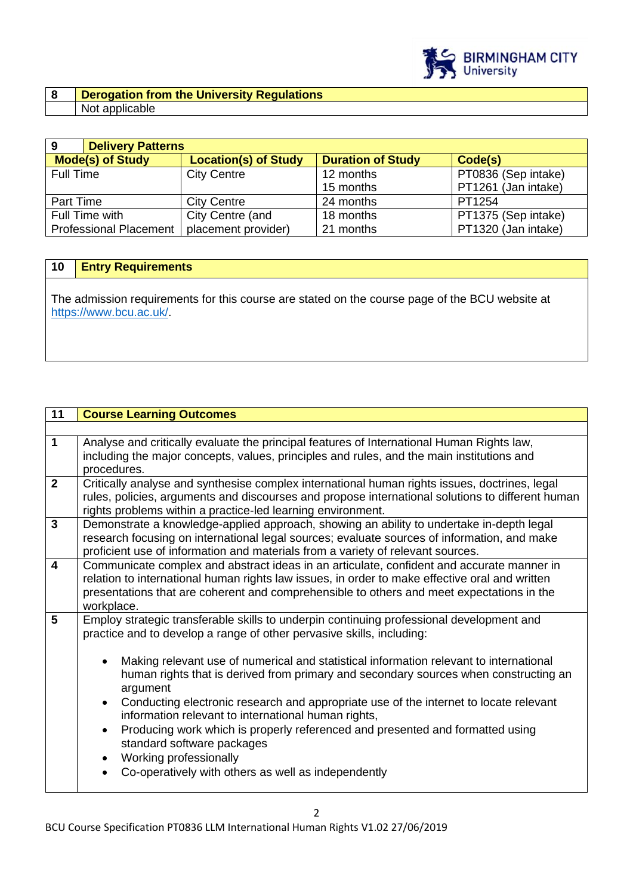| 8 | Derogation from the University Regulations |
|---|---|
| | Not applicable |

| 9 Delivery Patterns | | | |
|---|---|---|---|
| **Mode(s) of Study** | **Location(s) of Study** | **Duration of Study** | **Code(s)** |
| Full Time | City Centre | 12 months<br>15 months | PT0836 (Sep intake)<br>PT1261 (Jan intake) |
| Part Time | City Centre | 24 months | PT1254 |
| Full Time with Professional Placement | City Centre (and placement provider) | 18 months<br>21 months | PT1375 (Sep intake)<br>PT1320 (Jan intake) |

| 10 | Entry Requirements |
|---|---|

The admission requirements for this course are stated on the course page of the BCU website at https://www.bcu.ac.uk/.

| 11 | Course Learning Outcomes |
|---|---|
| | |
| **1** | Analyse and critically evaluate the principal features of International Human Rights law, including the major concepts, values, principles and rules, and the main institutions and procedures. |
| **2** | Critically analyse and synthesise complex international human rights issues, doctrines, legal rules, policies, arguments and discourses and propose international solutions to different human rights problems within a practice-led learning environment. |
| **3** | Demonstrate a knowledge-applied approach, showing an ability to undertake in-depth legal research focusing on international legal sources; evaluate sources of information, and make proficient use of information and materials from a variety of relevant sources. |
| **4** | Communicate complex and abstract ideas in an articulate, confident and accurate manner in relation to international human rights law issues, in order to make effective oral and written presentations that are coherent and comprehensible to others and meet expectations in the workplace. |
| **5** | Employ strategic transferable skills to underpin continuing professional development and practice and to develop a range of other pervasive skills, including:<br><br>• Making relevant use of numerical and statistical information relevant to international human rights that is derived from primary and secondary sources when constructing an argument<br>• Conducting electronic research and appropriate use of the internet to locate relevant information relevant to international human rights,<br>• Producing work which is properly referenced and presented and formatted using standard software packages<br>• Working professionally<br>• Co-operatively with others as well as independently |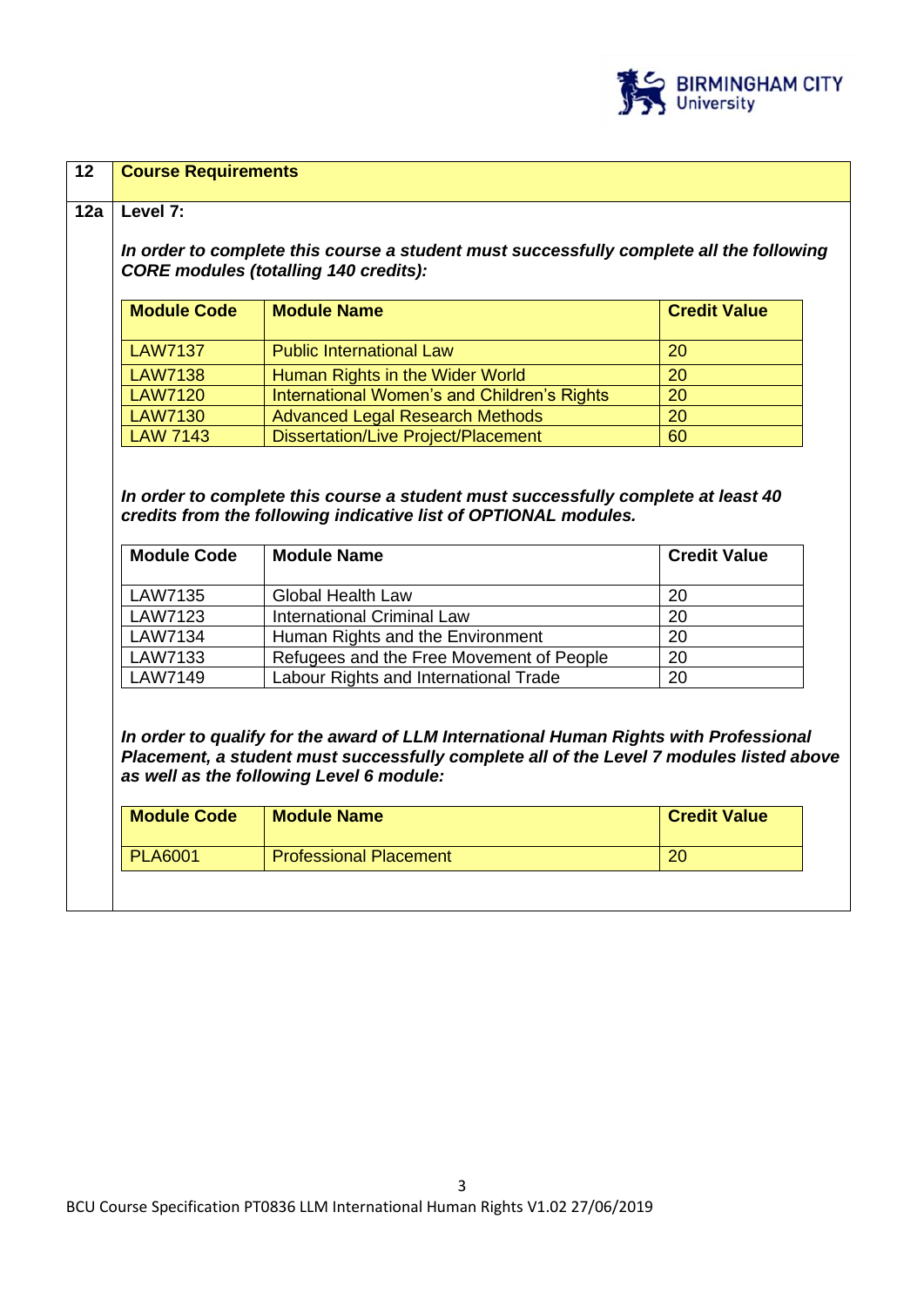## 12 Course Requirements

### 12a Level 7:

***In order to complete this course a student must successfully complete all the following CORE modules (totalling 140 credits):***

| Module Code | Module Name | Credit Value |
| --- | --- | --- |
| LAW7137 | Public International Law | 20 |
| LAW7138 | Human Rights in the Wider World | 20 |
| LAW7120 | International Women's and Children's Rights | 20 |
| LAW7130 | Advanced Legal Research Methods | 20 |
| LAW 7143 | Dissertation/Live Project/Placement | 60 |

***In order to complete this course a student must successfully complete at least 40 credits from the following indicative list of OPTIONAL modules.***

| Module Code | Module Name | Credit Value |
| --- | --- | --- |
| LAW7135 | Global Health Law | 20 |
| LAW7123 | International Criminal Law | 20 |
| LAW7134 | Human Rights and the Environment | 20 |
| LAW7133 | Refugees and the Free Movement of People | 20 |
| LAW7149 | Labour Rights and International Trade | 20 |

***In order to qualify for the award of LLM International Human Rights with Professional Placement, a student must successfully complete all of the Level 7 modules listed above as well as the following Level 6 module:***

| Module Code | Module Name | Credit Value |
| --- | --- | --- |
| PLA6001 | Professional Placement | 20 |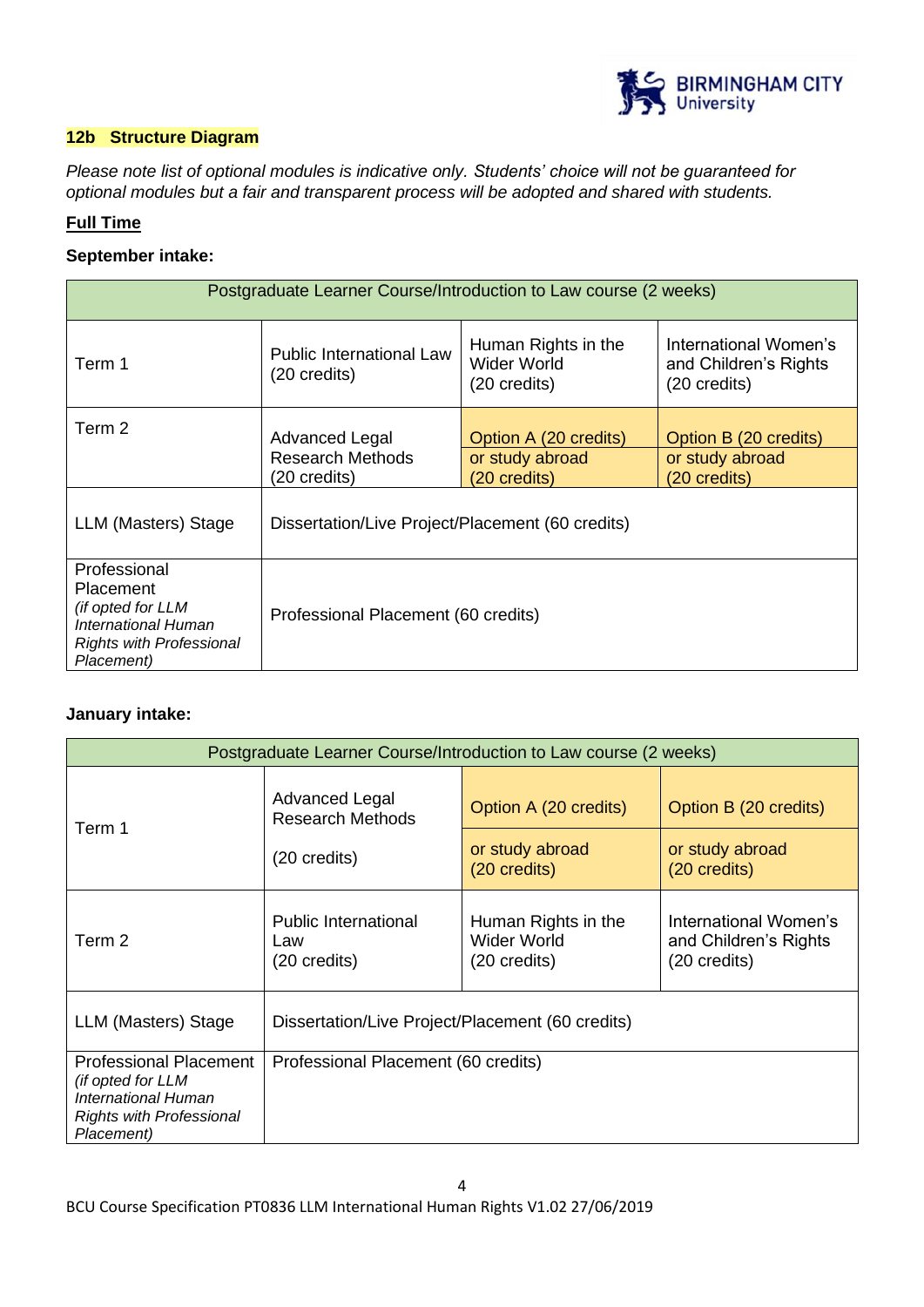### 12b Structure Diagram

*Please note list of optional modules is indicative only. Students' choice will not be guaranteed for optional modules but a fair and transparent process will be adopted and shared with students.*

**Full Time**

**September intake:**

| Postgraduate Learner Course/Introduction to Law course (2 weeks) | | | |
|---|---|---|---|
| Term 1 | Public International Law (20 credits) | Human Rights in the Wider World (20 credits) | International Women's and Children's Rights (20 credits) |
| Term 2 | Advanced Legal Research Methods (20 credits) | Option A (20 credits) or study abroad (20 credits) | Option B (20 credits) or study abroad (20 credits) |
| LLM (Masters) Stage | Dissertation/Live Project/Placement (60 credits) | | |
| Professional Placement *(if opted for LLM International Human Rights with Professional Placement)* | Professional Placement (60 credits) | | |

**January intake:**

| Postgraduate Learner Course/Introduction to Law course (2 weeks) | | | |
|---|---|---|---|
| Term 1 | Advanced Legal Research Methods (20 credits) | Option A (20 credits) or study abroad (20 credits) | Option B (20 credits) or study abroad (20 credits) |
| Term 2 | Public International Law (20 credits) | Human Rights in the Wider World (20 credits) | International Women's and Children's Rights (20 credits) |
| LLM (Masters) Stage | Dissertation/Live Project/Placement (60 credits) | | |
| Professional Placement *(if opted for LLM International Human Rights with Professional Placement)* | Professional Placement (60 credits) | | |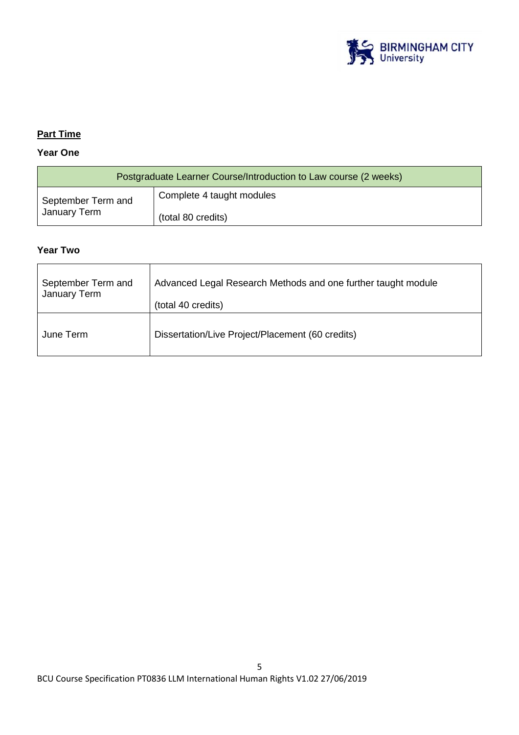**Part Time**

**Year One**

| Postgraduate Learner Course/Introduction to Law course (2 weeks) | |
|---|---|
| September Term and January Term | Complete 4 taught modules<br><br>(total 80 credits) |

**Year Two**

| | |
|---|---|
| September Term and January Term | Advanced Legal Research Methods and one further taught module<br><br>(total 40 credits) |
| June Term | Dissertation/Live Project/Placement (60 credits) |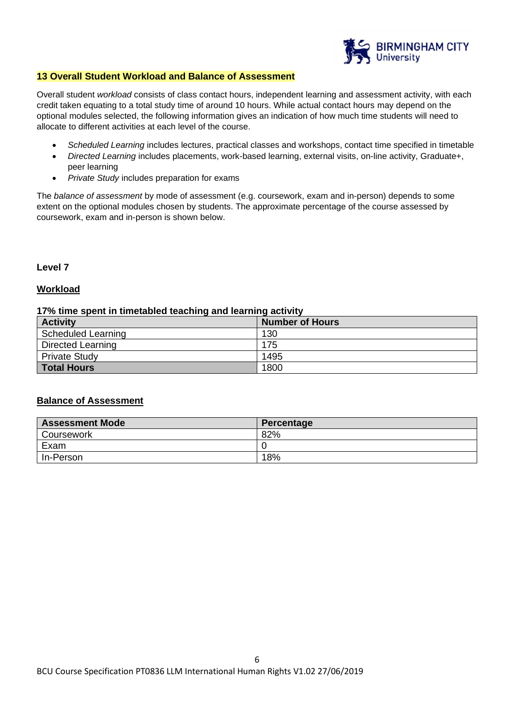## 13 Overall Student Workload and Balance of Assessment

Overall student *workload* consists of class contact hours, independent learning and assessment activity, with each credit taken equating to a total study time of around 10 hours. While actual contact hours may depend on the optional modules selected, the following information gives an indication of how much time students will need to allocate to different activities at each level of the course.

- *Scheduled Learning* includes lectures, practical classes and workshops, contact time specified in timetable
- *Directed Learning* includes placements, work-based learning, external visits, on-line activity, Graduate+, peer learning
- *Private Study* includes preparation for exams

The *balance of assessment* by mode of assessment (e.g. coursework, exam and in-person) depends to some extent on the optional modules chosen by students. The approximate percentage of the course assessed by coursework, exam and in-person is shown below.

### Level 7

#### Workload

**17% time spent in timetabled teaching and learning activity**

| Activity | Number of Hours |
|---|---|
| Scheduled Learning | 130 |
| Directed Learning | 175 |
| Private Study | 1495 |
| **Total Hours** | 1800 |

#### Balance of Assessment

| Assessment Mode | Percentage |
|---|---|
| Coursework | 82% |
| Exam | 0 |
| In-Person | 18% |